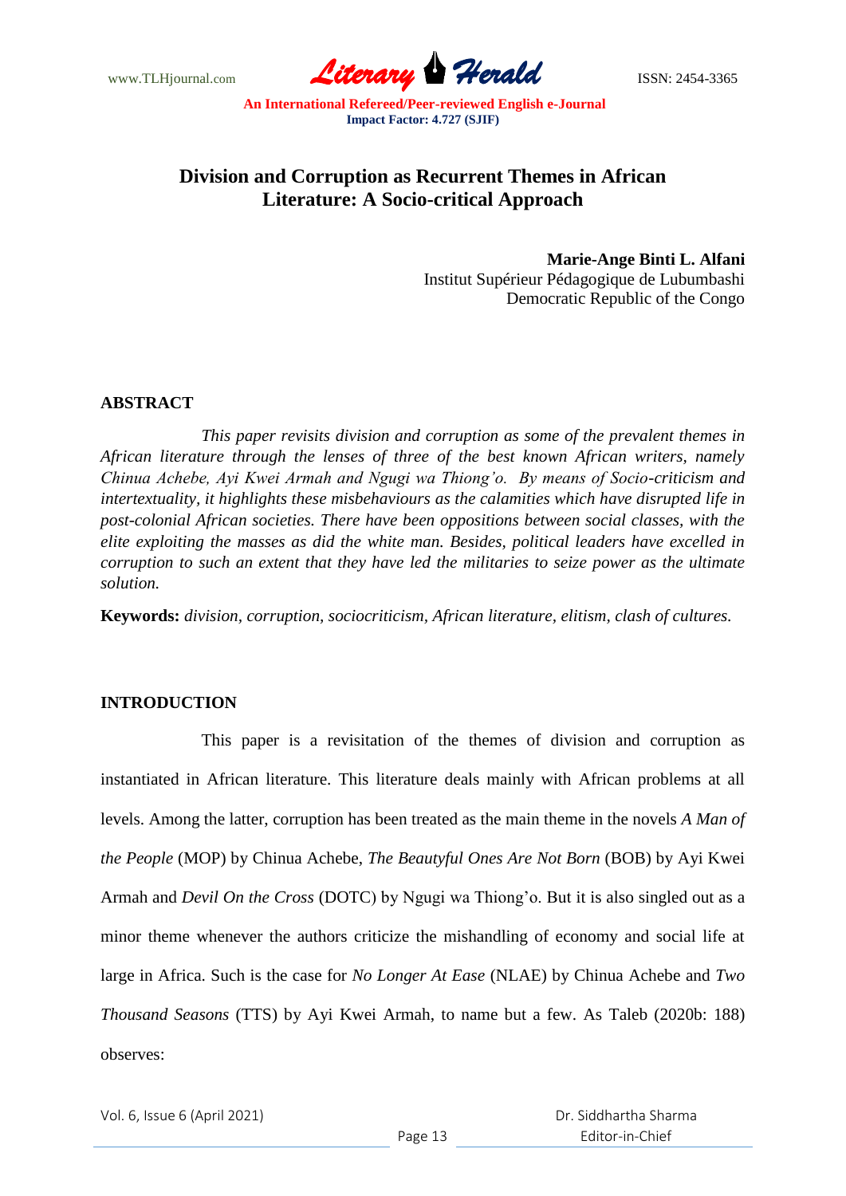# Division and Corruption as Recurrent Themes in African Literature: A Socio-critical Approach

**Marie-Ange Binti L. Alfani**
Institut Supérieur Pédagogique de Lubumbashi
Democratic Republic of the Congo

## ABSTRACT

*This paper revisits division and corruption as some of the prevalent themes in African literature through the lenses of three of the best known African writers, namely Chinua Achebe, Ayi Kwei Armah and Ngugi wa Thiong'o. By means of Socio-criticism and intertextuality, it highlights these misbehaviours as the calamities which have disrupted life in post-colonial African societies. There have been oppositions between social classes, with the elite exploiting the masses as did the white man. Besides, political leaders have excelled in corruption to such an extent that they have led the militaries to seize power as the ultimate solution.*

**Keywords:** *division, corruption, sociocriticism, African literature, elitism, clash of cultures.*

## INTRODUCTION

This paper is a revisitation of the themes of division and corruption as instantiated in African literature. This literature deals mainly with African problems at all levels. Among the latter, corruption has been treated as the main theme in the novels *A Man of the People* (MOP) by Chinua Achebe, *The Beautyful Ones Are Not Born* (BOB) by Ayi Kwei Armah and *Devil On the Cross* (DOTC) by Ngugi wa Thiong'o. But it is also singled out as a minor theme whenever the authors criticize the mishandling of economy and social life at large in Africa. Such is the case for *No Longer At Ease* (NLAE) by Chinua Achebe and *Two Thousand Seasons* (TTS) by Ayi Kwei Armah, to name but a few. As Taleb (2020b: 188) observes: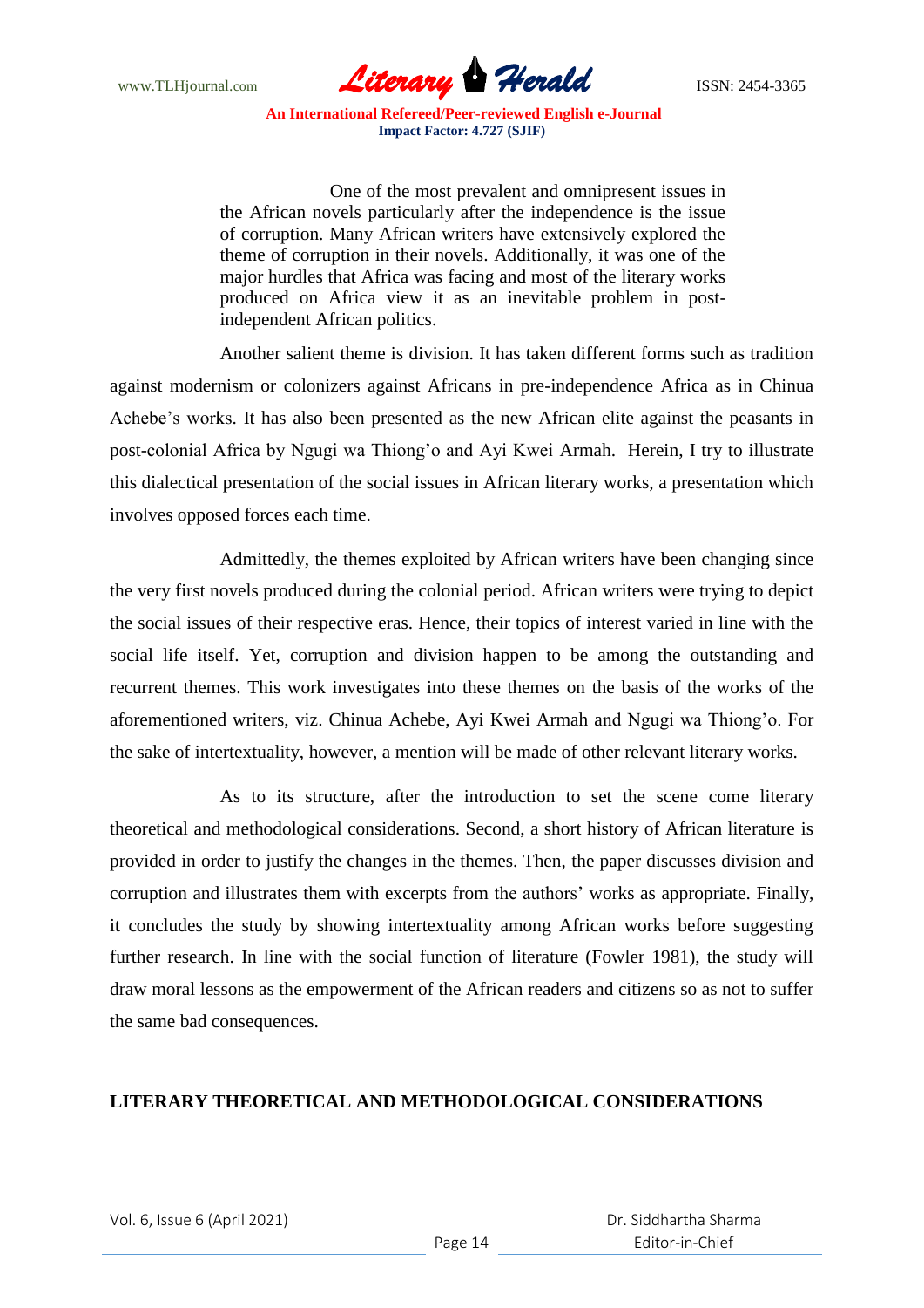One of the most prevalent and omnipresent issues in the African novels particularly after the independence is the issue of corruption. Many African writers have extensively explored the theme of corruption in their novels. Additionally, it was one of the major hurdles that Africa was facing and most of the literary works produced on Africa view it as an inevitable problem in post-independent African politics.

Another salient theme is division. It has taken different forms such as tradition against modernism or colonizers against Africans in pre-independence Africa as in Chinua Achebe's works. It has also been presented as the new African elite against the peasants in post-colonial Africa by Ngugi wa Thiong'o and Ayi Kwei Armah. Herein, I try to illustrate this dialectical presentation of the social issues in African literary works, a presentation which involves opposed forces each time.

Admittedly, the themes exploited by African writers have been changing since the very first novels produced during the colonial period. African writers were trying to depict the social issues of their respective eras. Hence, their topics of interest varied in line with the social life itself. Yet, corruption and division happen to be among the outstanding and recurrent themes. This work investigates into these themes on the basis of the works of the aforementioned writers, viz. Chinua Achebe, Ayi Kwei Armah and Ngugi wa Thiong'o. For the sake of intertextuality, however, a mention will be made of other relevant literary works.

As to its structure, after the introduction to set the scene come literary theoretical and methodological considerations. Second, a short history of African literature is provided in order to justify the changes in the themes. Then, the paper discusses division and corruption and illustrates them with excerpts from the authors' works as appropriate. Finally, it concludes the study by showing intertextuality among African works before suggesting further research. In line with the social function of literature (Fowler 1981), the study will draw moral lessons as the empowerment of the African readers and citizens so as not to suffer the same bad consequences.

## LITERARY THEORETICAL AND METHODOLOGICAL CONSIDERATIONS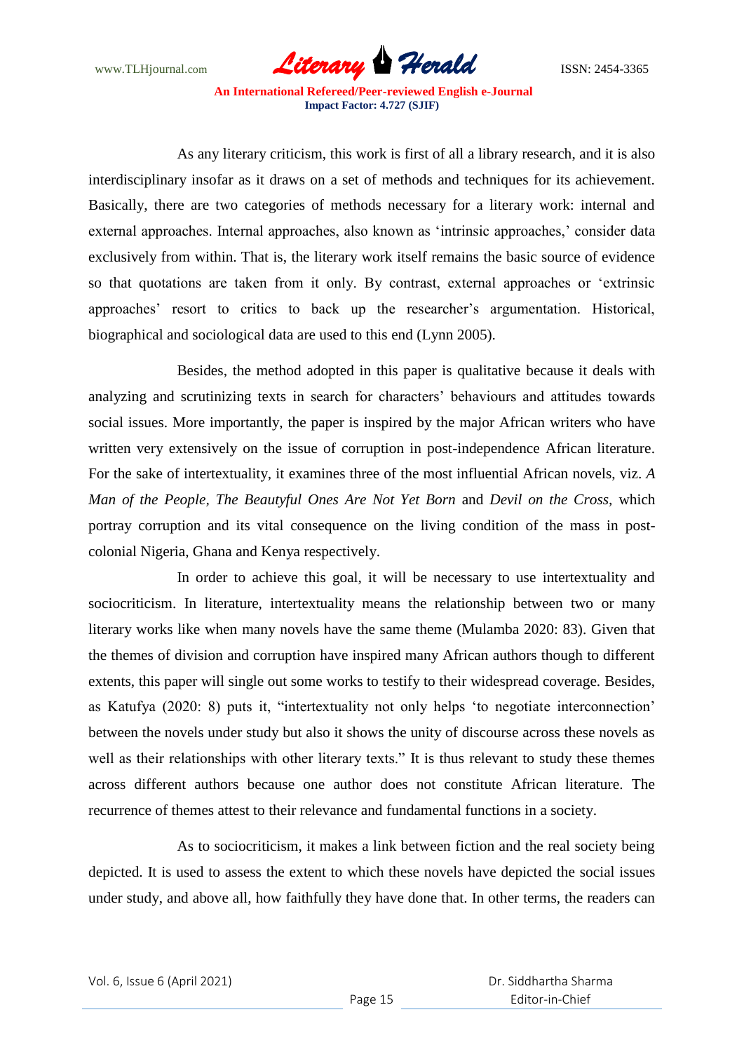As any literary criticism, this work is first of all a library research, and it is also interdisciplinary insofar as it draws on a set of methods and techniques for its achievement. Basically, there are two categories of methods necessary for a literary work: internal and external approaches. Internal approaches, also known as 'intrinsic approaches,' consider data exclusively from within. That is, the literary work itself remains the basic source of evidence so that quotations are taken from it only. By contrast, external approaches or 'extrinsic approaches' resort to critics to back up the researcher's argumentation. Historical, biographical and sociological data are used to this end (Lynn 2005).

Besides, the method adopted in this paper is qualitative because it deals with analyzing and scrutinizing texts in search for characters' behaviours and attitudes towards social issues. More importantly, the paper is inspired by the major African writers who have written very extensively on the issue of corruption in post-independence African literature. For the sake of intertextuality, it examines three of the most influential African novels, viz. *A Man of the People*, *The Beautyful Ones Are Not Yet Born* and *Devil on the Cross,* which portray corruption and its vital consequence on the living condition of the mass in post-colonial Nigeria, Ghana and Kenya respectively.

In order to achieve this goal, it will be necessary to use intertextuality and sociocriticism. In literature, intertextuality means the relationship between two or many literary works like when many novels have the same theme (Mulamba 2020: 83). Given that the themes of division and corruption have inspired many African authors though to different extents, this paper will single out some works to testify to their widespread coverage. Besides, as Katufya (2020: 8) puts it, "intertextuality not only helps 'to negotiate interconnection' between the novels under study but also it shows the unity of discourse across these novels as well as their relationships with other literary texts." It is thus relevant to study these themes across different authors because one author does not constitute African literature. The recurrence of themes attest to their relevance and fundamental functions in a society.

As to sociocriticism, it makes a link between fiction and the real society being depicted. It is used to assess the extent to which these novels have depicted the social issues under study, and above all, how faithfully they have done that. In other terms, the readers can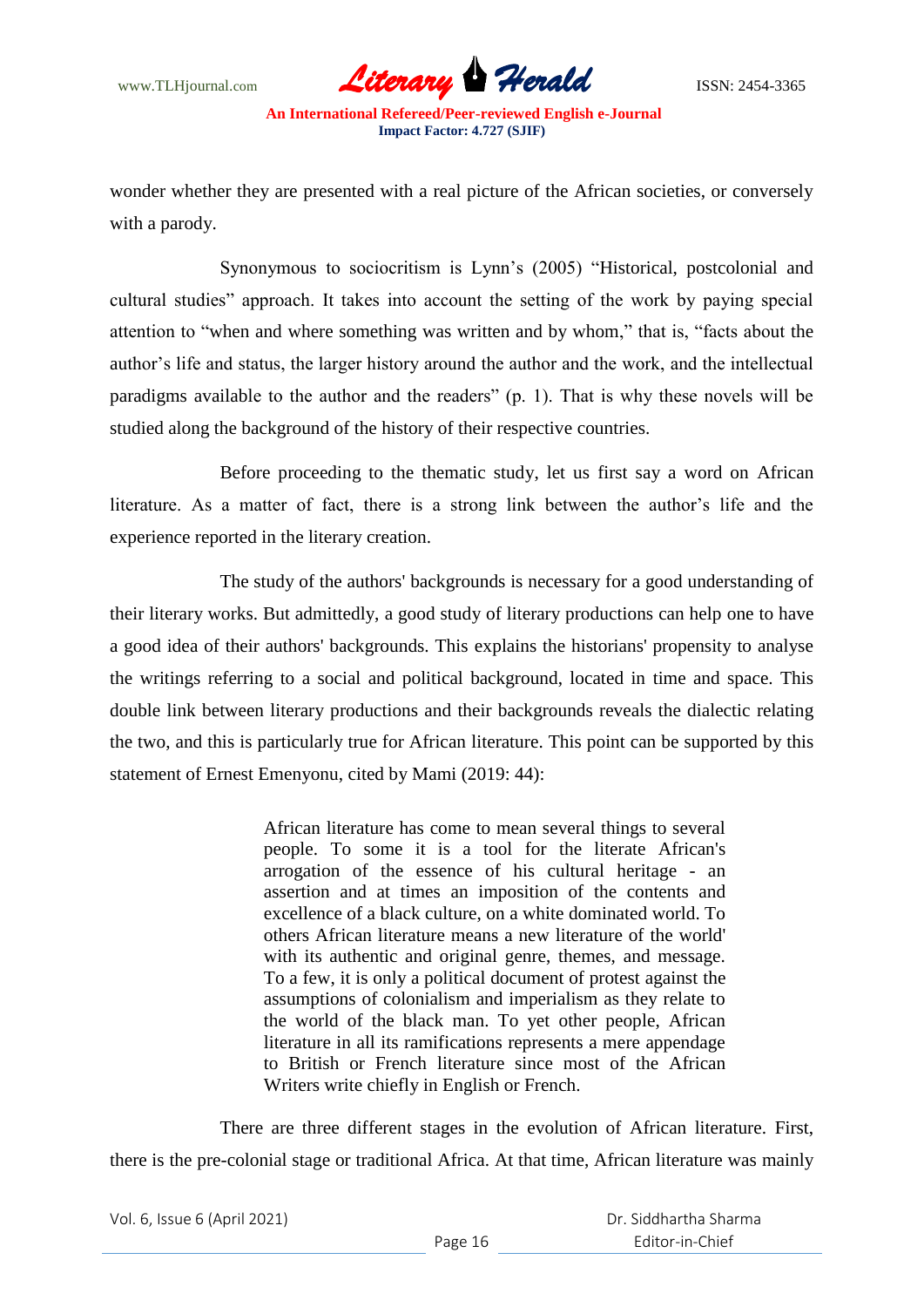wonder whether they are presented with a real picture of the African societies, or conversely with a parody.

Synonymous to sociocritism is Lynn's (2005) "Historical, postcolonial and cultural studies" approach. It takes into account the setting of the work by paying special attention to "when and where something was written and by whom," that is, "facts about the author's life and status, the larger history around the author and the work, and the intellectual paradigms available to the author and the readers" (p. 1). That is why these novels will be studied along the background of the history of their respective countries.

Before proceeding to the thematic study, let us first say a word on African literature. As a matter of fact, there is a strong link between the author's life and the experience reported in the literary creation.

The study of the authors' backgrounds is necessary for a good understanding of their literary works. But admittedly, a good study of literary productions can help one to have a good idea of their authors' backgrounds. This explains the historians' propensity to analyse the writings referring to a social and political background, located in time and space. This double link between literary productions and their backgrounds reveals the dialectic relating the two, and this is particularly true for African literature. This point can be supported by this statement of Ernest Emenyonu, cited by Mami (2019: 44):

> African literature has come to mean several things to several people. To some it is a tool for the literate African's arrogation of the essence of his cultural heritage - an assertion and at times an imposition of the contents and excellence of a black culture, on a white dominated world. To others African literature means a new literature of the world' with its authentic and original genre, themes, and message. To a few, it is only a political document of protest against the assumptions of colonialism and imperialism as they relate to the world of the black man. To yet other people, African literature in all its ramifications represents a mere appendage to British or French literature since most of the African Writers write chiefly in English or French.

There are three different stages in the evolution of African literature. First, there is the pre-colonial stage or traditional Africa. At that time, African literature was mainly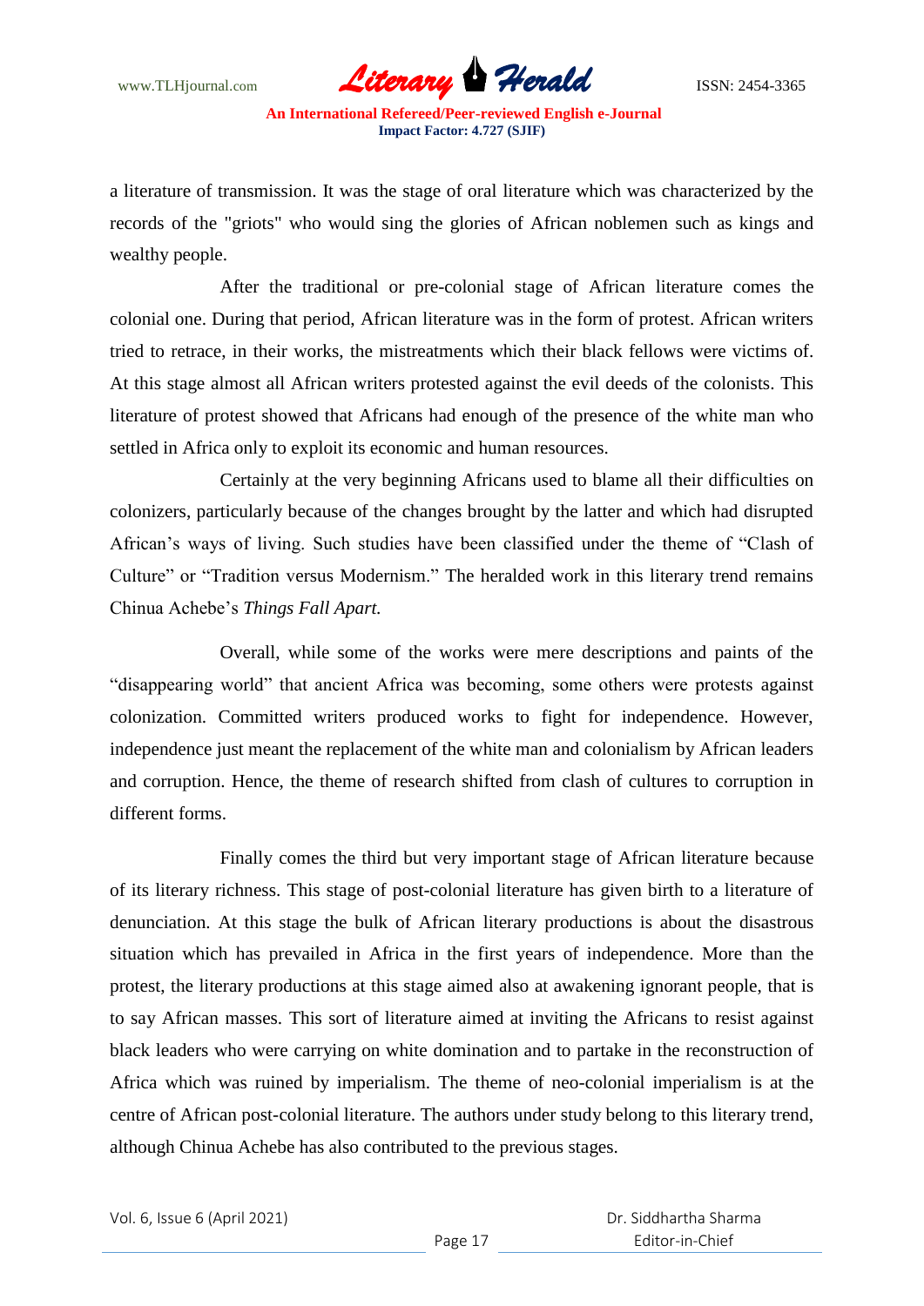a literature of transmission. It was the stage of oral literature which was characterized by the records of the "griots" who would sing the glories of African noblemen such as kings and wealthy people.

After the traditional or pre-colonial stage of African literature comes the colonial one. During that period, African literature was in the form of protest. African writers tried to retrace, in their works, the mistreatments which their black fellows were victims of. At this stage almost all African writers protested against the evil deeds of the colonists. This literature of protest showed that Africans had enough of the presence of the white man who settled in Africa only to exploit its economic and human resources.

Certainly at the very beginning Africans used to blame all their difficulties on colonizers, particularly because of the changes brought by the latter and which had disrupted African's ways of living. Such studies have been classified under the theme of "Clash of Culture" or "Tradition versus Modernism." The heralded work in this literary trend remains Chinua Achebe's *Things Fall Apart.*

Overall, while some of the works were mere descriptions and paints of the "disappearing world" that ancient Africa was becoming, some others were protests against colonization. Committed writers produced works to fight for independence. However, independence just meant the replacement of the white man and colonialism by African leaders and corruption. Hence, the theme of research shifted from clash of cultures to corruption in different forms.

Finally comes the third but very important stage of African literature because of its literary richness. This stage of post-colonial literature has given birth to a literature of denunciation. At this stage the bulk of African literary productions is about the disastrous situation which has prevailed in Africa in the first years of independence. More than the protest, the literary productions at this stage aimed also at awakening ignorant people, that is to say African masses. This sort of literature aimed at inviting the Africans to resist against black leaders who were carrying on white domination and to partake in the reconstruction of Africa which was ruined by imperialism. The theme of neo-colonial imperialism is at the centre of African post-colonial literature. The authors under study belong to this literary trend, although Chinua Achebe has also contributed to the previous stages.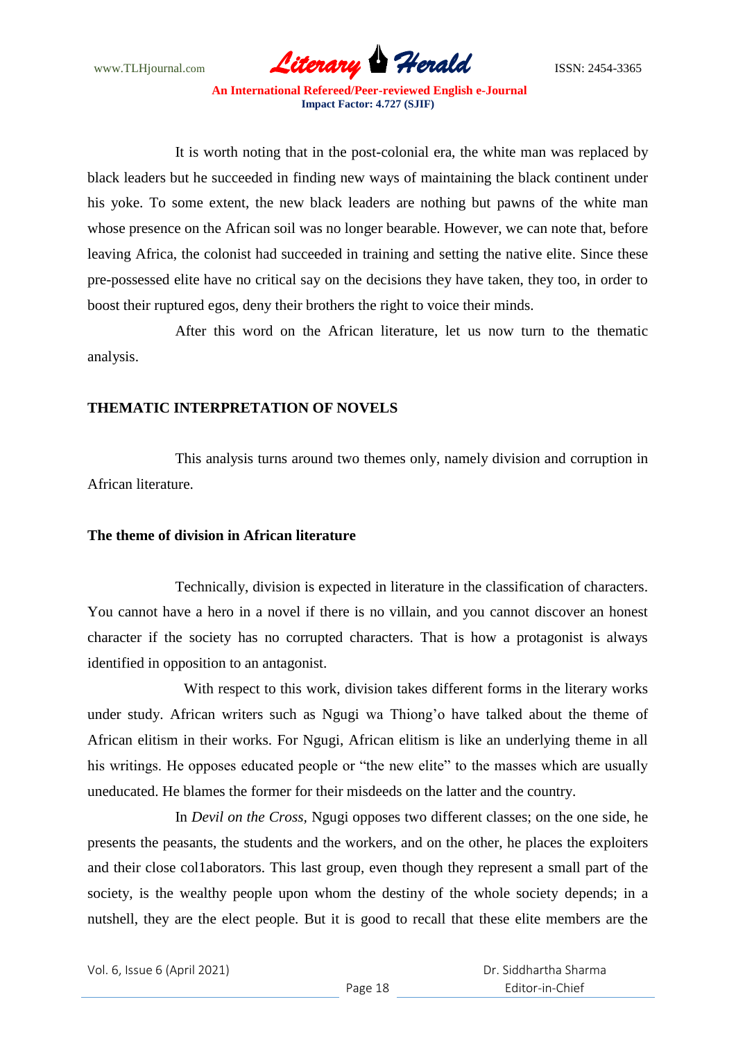It is worth noting that in the post-colonial era, the white man was replaced by black leaders but he succeeded in finding new ways of maintaining the black continent under his yoke. To some extent, the new black leaders are nothing but pawns of the white man whose presence on the African soil was no longer bearable. However, we can note that, before leaving Africa, the colonist had succeeded in training and setting the native elite. Since these pre-possessed elite have no critical say on the decisions they have taken, they too, in order to boost their ruptured egos, deny their brothers the right to voice their minds.

After this word on the African literature, let us now turn to the thematic analysis.

## THEMATIC INTERPRETATION OF NOVELS

This analysis turns around two themes only, namely division and corruption in African literature.

### The theme of division in African literature

Technically, division is expected in literature in the classification of characters. You cannot have a hero in a novel if there is no villain, and you cannot discover an honest character if the society has no corrupted characters. That is how a protagonist is always identified in opposition to an antagonist.

With respect to this work, division takes different forms in the literary works under study. African writers such as Ngugi wa Thiong'o have talked about the theme of African elitism in their works. For Ngugi, African elitism is like an underlying theme in all his writings. He opposes educated people or "the new elite" to the masses which are usually uneducated. He blames the former for their misdeeds on the latter and the country.

In *Devil on the Cross*, Ngugi opposes two different classes; on the one side, he presents the peasants, the students and the workers, and on the other, he places the exploiters and their close col1aborators. This last group, even though they represent a small part of the society, is the wealthy people upon whom the destiny of the whole society depends; in a nutshell, they are the elect people. But it is good to recall that these elite members are the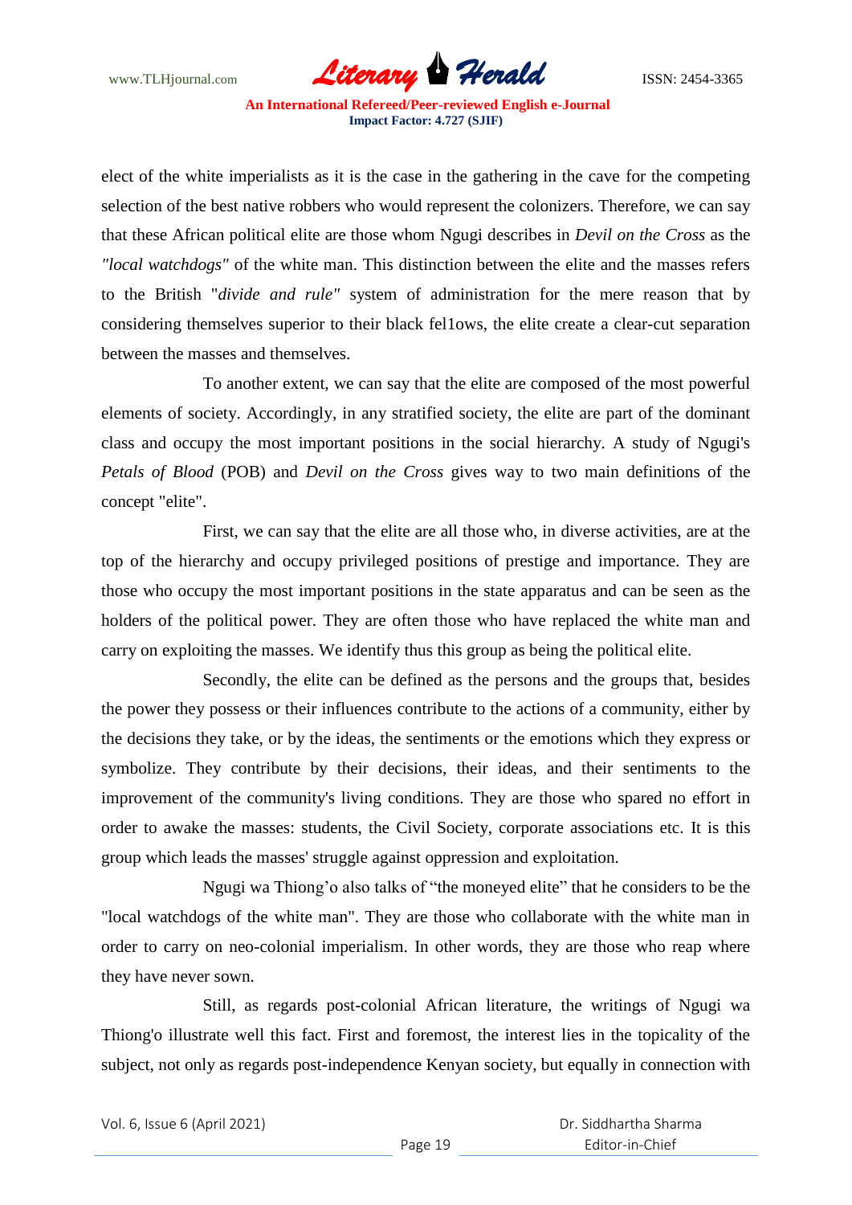elect of the white imperialists as it is the case in the gathering in the cave for the competing selection of the best native robbers who would represent the colonizers. Therefore, we can say that these African political elite are those whom Ngugi describes in *Devil on the Cross* as the *"local watchdogs"* of the white man. This distinction between the elite and the masses refers to the British "*divide and rule"* system of administration for the mere reason that by considering themselves superior to their black fel1ows, the elite create a clear-cut separation between the masses and themselves.

To another extent, we can say that the elite are composed of the most powerful elements of society. Accordingly, in any stratified society, the elite are part of the dominant class and occupy the most important positions in the social hierarchy. A study of Ngugi's *Petals of Blood* (POB) and *Devil on the Cross* gives way to two main definitions of the concept "elite".

First, we can say that the elite are all those who, in diverse activities, are at the top of the hierarchy and occupy privileged positions of prestige and importance. They are those who occupy the most important positions in the state apparatus and can be seen as the holders of the political power. They are often those who have replaced the white man and carry on exploiting the masses. We identify thus this group as being the political elite.

Secondly, the elite can be defined as the persons and the groups that, besides the power they possess or their influences contribute to the actions of a community, either by the decisions they take, or by the ideas, the sentiments or the emotions which they express or symbolize. They contribute by their decisions, their ideas, and their sentiments to the improvement of the community's living conditions. They are those who spared no effort in order to awake the masses: students, the Civil Society, corporate associations etc. It is this group which leads the masses' struggle against oppression and exploitation.

Ngugi wa Thiong'o also talks of "the moneyed elite" that he considers to be the "local watchdogs of the white man". They are those who collaborate with the white man in order to carry on neo-colonial imperialism. In other words, they are those who reap where they have never sown.

Still, as regards post-colonial African literature, the writings of Ngugi wa Thiong'o illustrate well this fact. First and foremost, the interest lies in the topicality of the subject, not only as regards post-independence Kenyan society, but equally in connection with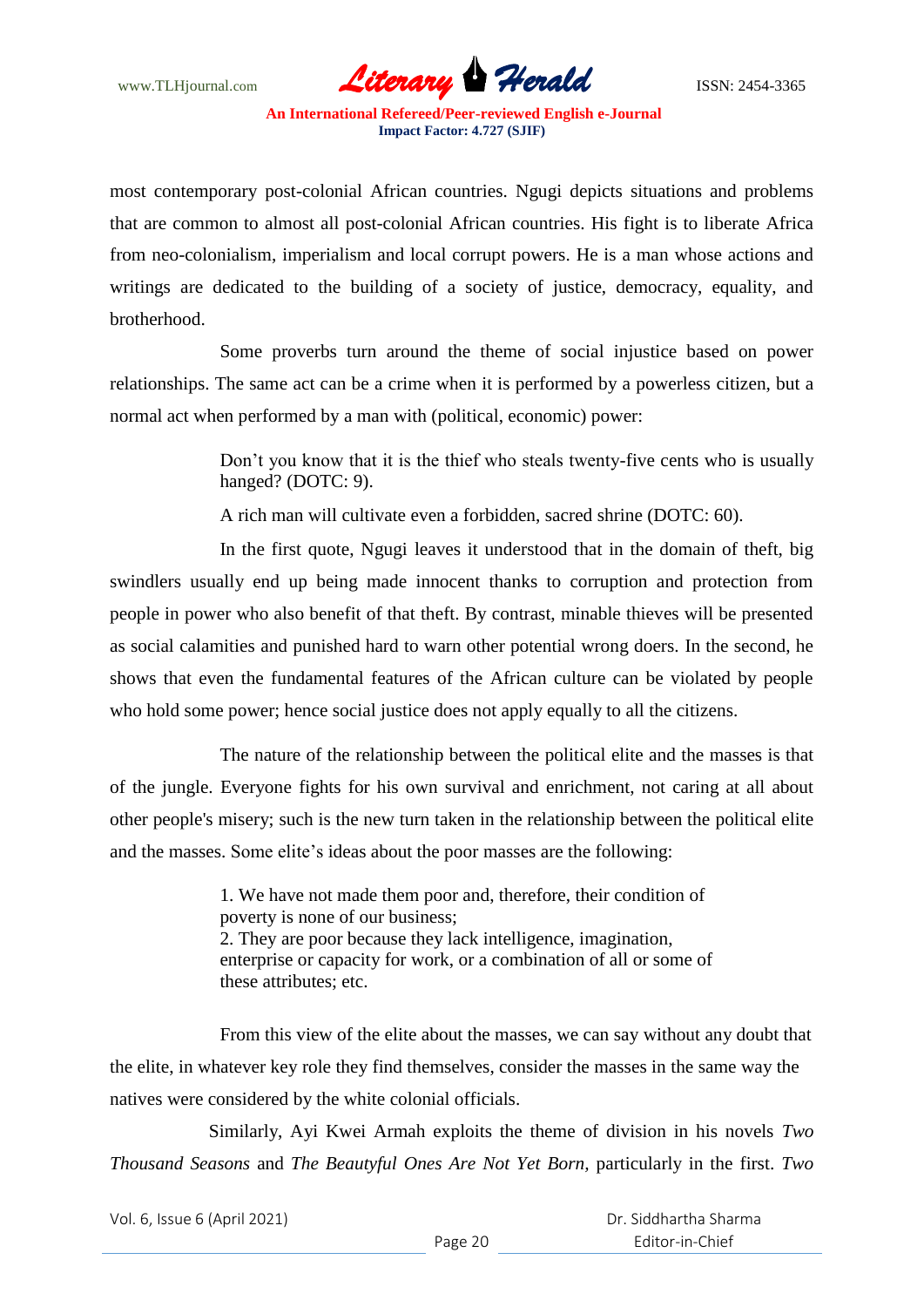most contemporary post-colonial African countries. Ngugi depicts situations and problems that are common to almost all post-colonial African countries. His fight is to liberate Africa from neo-colonialism, imperialism and local corrupt powers. He is a man whose actions and writings are dedicated to the building of a society of justice, democracy, equality, and brotherhood.

Some proverbs turn around the theme of social injustice based on power relationships. The same act can be a crime when it is performed by a powerless citizen, but a normal act when performed by a man with (political, economic) power:

> Don't you know that it is the thief who steals twenty-five cents who is usually hanged? (DOTC: 9).
>
> A rich man will cultivate even a forbidden, sacred shrine (DOTC: 60).

In the first quote, Ngugi leaves it understood that in the domain of theft, big swindlers usually end up being made innocent thanks to corruption and protection from people in power who also benefit of that theft. By contrast, minable thieves will be presented as social calamities and punished hard to warn other potential wrong doers. In the second, he shows that even the fundamental features of the African culture can be violated by people who hold some power; hence social justice does not apply equally to all the citizens.

The nature of the relationship between the political elite and the masses is that of the jungle. Everyone fights for his own survival and enrichment, not caring at all about other people's misery; such is the new turn taken in the relationship between the political elite and the masses. Some elite's ideas about the poor masses are the following:

> 1. We have not made them poor and, therefore, their condition of poverty is none of our business;
> 2. They are poor because they lack intelligence, imagination, enterprise or capacity for work, or a combination of all or some of these attributes; etc.

From this view of the elite about the masses, we can say without any doubt that the elite, in whatever key role they find themselves, consider the masses in the same way the natives were considered by the white colonial officials.

Similarly, Ayi Kwei Armah exploits the theme of division in his novels *Two Thousand Seasons* and *The Beautyful Ones Are Not Yet Born*, particularly in the first. *Two*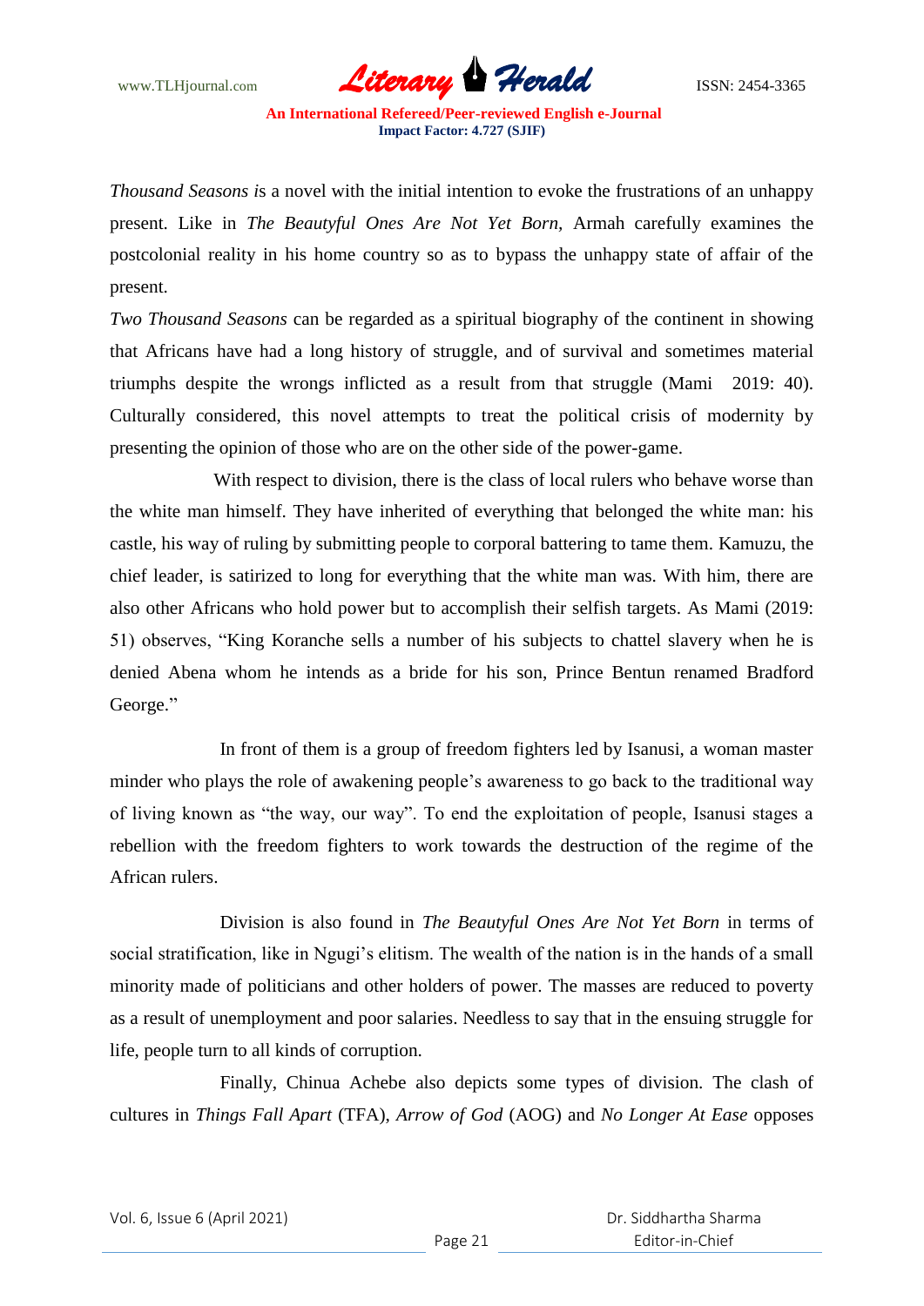*Thousand Seasons i*s a novel with the initial intention to evoke the frustrations of an unhappy present. Like in *The Beautyful Ones Are Not Yet Born*, Armah carefully examines the postcolonial reality in his home country so as to bypass the unhappy state of affair of the present.

*Two Thousand Seasons* can be regarded as a spiritual biography of the continent in showing that Africans have had a long history of struggle, and of survival and sometimes material triumphs despite the wrongs inflicted as a result from that struggle (Mami 2019: 40). Culturally considered, this novel attempts to treat the political crisis of modernity by presenting the opinion of those who are on the other side of the power-game.

With respect to division, there is the class of local rulers who behave worse than the white man himself. They have inherited of everything that belonged the white man: his castle, his way of ruling by submitting people to corporal battering to tame them. Kamuzu, the chief leader, is satirized to long for everything that the white man was. With him, there are also other Africans who hold power but to accomplish their selfish targets. As Mami (2019: 51) observes, "King Koranche sells a number of his subjects to chattel slavery when he is denied Abena whom he intends as a bride for his son, Prince Bentun renamed Bradford George."

In front of them is a group of freedom fighters led by Isanusi, a woman master minder who plays the role of awakening people's awareness to go back to the traditional way of living known as "the way, our way". To end the exploitation of people, Isanusi stages a rebellion with the freedom fighters to work towards the destruction of the regime of the African rulers.

Division is also found in *The Beautyful Ones Are Not Yet Born* in terms of social stratification, like in Ngugi's elitism. The wealth of the nation is in the hands of a small minority made of politicians and other holders of power. The masses are reduced to poverty as a result of unemployment and poor salaries. Needless to say that in the ensuing struggle for life, people turn to all kinds of corruption.

Finally, Chinua Achebe also depicts some types of division. The clash of cultures in *Things Fall Apart* (TFA), *Arrow of God* (AOG) and *No Longer At Ease* opposes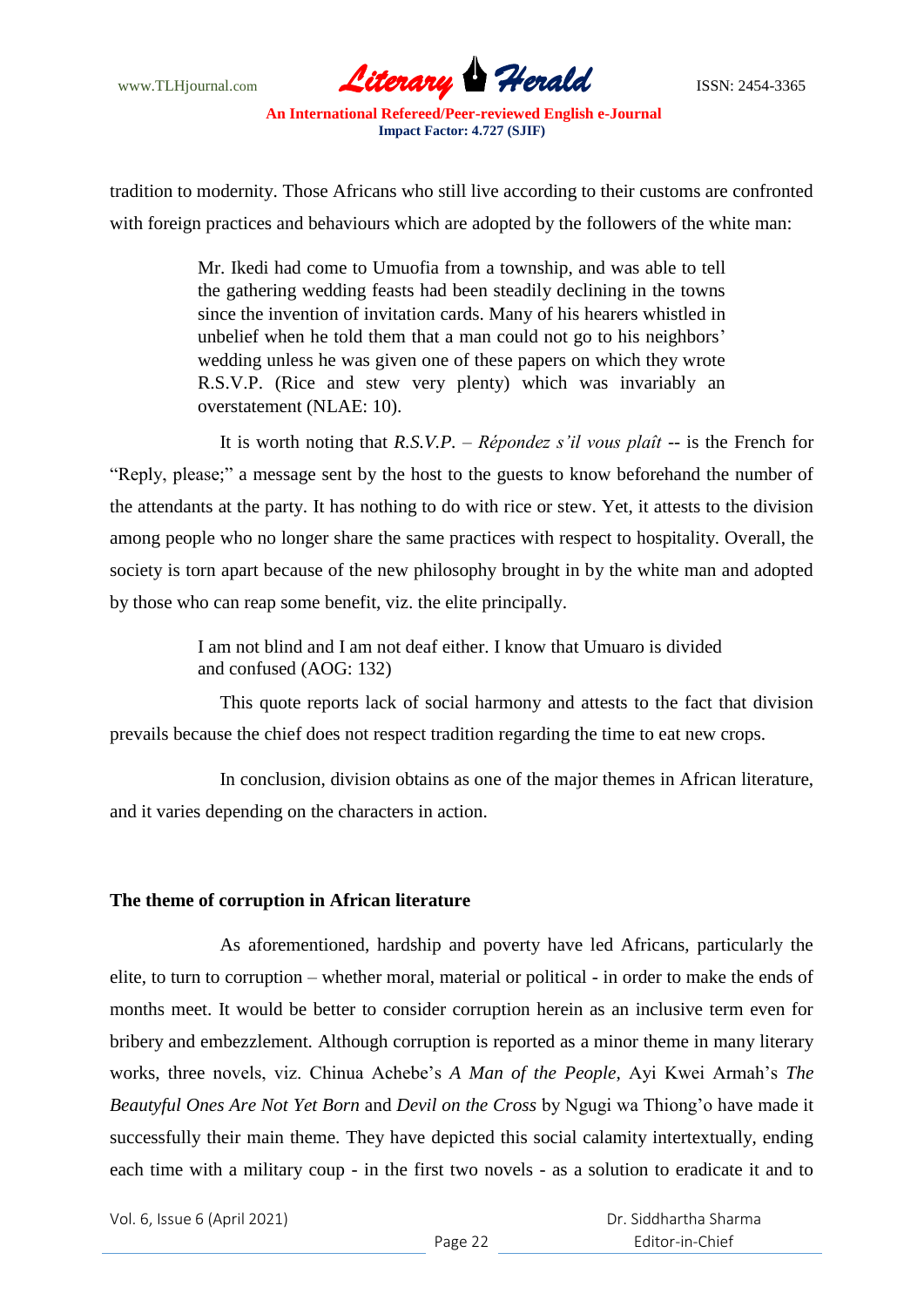tradition to modernity. Those Africans who still live according to their customs are confronted with foreign practices and behaviours which are adopted by the followers of the white man:

> Mr. Ikedi had come to Umuofia from a township, and was able to tell the gathering wedding feasts had been steadily declining in the towns since the invention of invitation cards. Many of his hearers whistled in unbelief when he told them that a man could not go to his neighbors' wedding unless he was given one of these papers on which they wrote R.S.V.P. (Rice and stew very plenty) which was invariably an overstatement (NLAE: 10).

It is worth noting that *R.S.V.P. – Répondez s'il vous plaît* -- is the French for "Reply, please;" a message sent by the host to the guests to know beforehand the number of the attendants at the party. It has nothing to do with rice or stew. Yet, it attests to the division among people who no longer share the same practices with respect to hospitality. Overall, the society is torn apart because of the new philosophy brought in by the white man and adopted by those who can reap some benefit, viz. the elite principally.

> I am not blind and I am not deaf either. I know that Umuaro is divided and confused (AOG: 132)

This quote reports lack of social harmony and attests to the fact that division prevails because the chief does not respect tradition regarding the time to eat new crops.

In conclusion, division obtains as one of the major themes in African literature, and it varies depending on the characters in action.

**The theme of corruption in African literature**

As aforementioned, hardship and poverty have led Africans, particularly the elite, to turn to corruption – whether moral, material or political - in order to make the ends of months meet. It would be better to consider corruption herein as an inclusive term even for bribery and embezzlement. Although corruption is reported as a minor theme in many literary works, three novels, viz. Chinua Achebe's *A Man of the People,* Ayi Kwei Armah's *The Beautyful Ones Are Not Yet Born* and *Devil on the Cross* by Ngugi wa Thiong'o have made it successfully their main theme. They have depicted this social calamity intertextually, ending each time with a military coup - in the first two novels - as a solution to eradicate it and to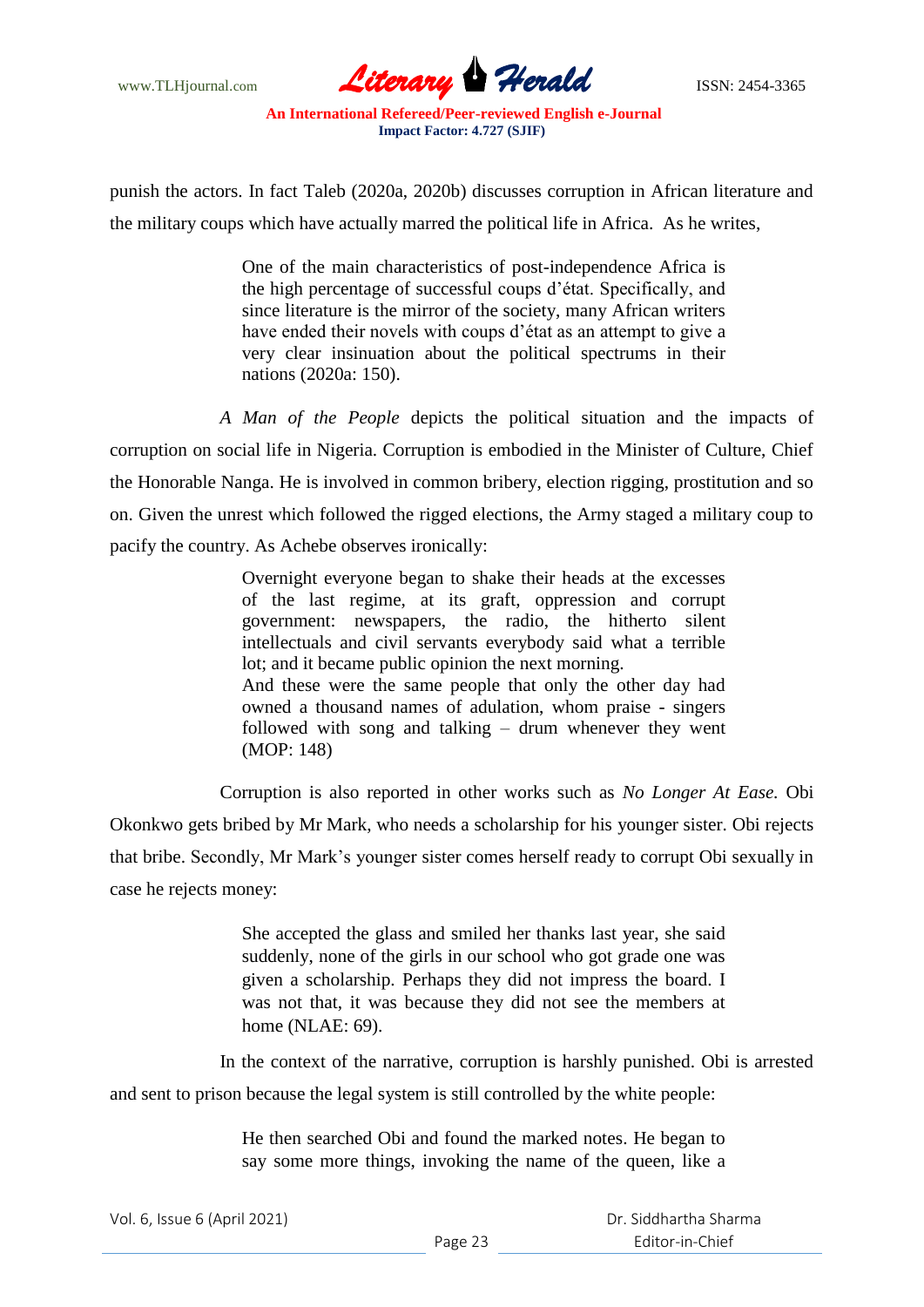punish the actors. In fact Taleb (2020a, 2020b) discusses corruption in African literature and the military coups which have actually marred the political life in Africa. As he writes,

> One of the main characteristics of post-independence Africa is the high percentage of successful coups d'état. Specifically, and since literature is the mirror of the society, many African writers have ended their novels with coups d'état as an attempt to give a very clear insinuation about the political spectrums in their nations (2020a: 150).

*A Man of the People* depicts the political situation and the impacts of corruption on social life in Nigeria. Corruption is embodied in the Minister of Culture, Chief the Honorable Nanga. He is involved in common bribery, election rigging, prostitution and so on. Given the unrest which followed the rigged elections, the Army staged a military coup to pacify the country. As Achebe observes ironically:

> Overnight everyone began to shake their heads at the excesses of the last regime, at its graft, oppression and corrupt government: newspapers, the radio, the hitherto silent intellectuals and civil servants everybody said what a terrible lot; and it became public opinion the next morning.
> And these were the same people that only the other day had owned a thousand names of adulation, whom praise - singers followed with song and talking – drum whenever they went (MOP: 148)

Corruption is also reported in other works such as *No Longer At Ease.* Obi Okonkwo gets bribed by Mr Mark, who needs a scholarship for his younger sister. Obi rejects that bribe. Secondly, Mr Mark's younger sister comes herself ready to corrupt Obi sexually in case he rejects money:

> She accepted the glass and smiled her thanks last year, she said suddenly, none of the girls in our school who got grade one was given a scholarship. Perhaps they did not impress the board. I was not that, it was because they did not see the members at home (NLAE: 69).

In the context of the narrative, corruption is harshly punished. Obi is arrested and sent to prison because the legal system is still controlled by the white people:

> He then searched Obi and found the marked notes. He began to say some more things, invoking the name of the queen, like a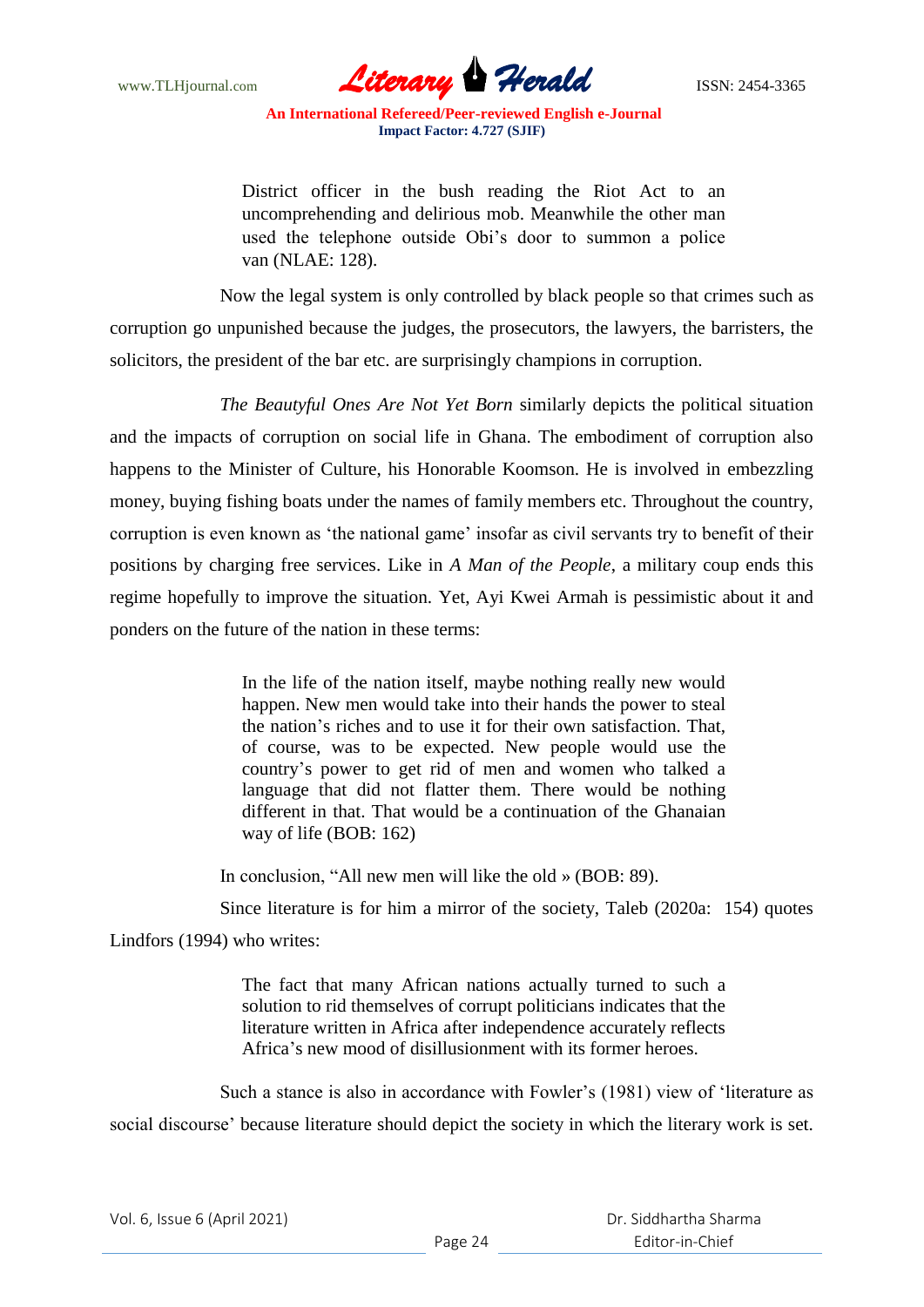> District officer in the bush reading the Riot Act to an uncomprehending and delirious mob. Meanwhile the other man used the telephone outside Obi's door to summon a police van (NLAE: 128).

Now the legal system is only controlled by black people so that crimes such as corruption go unpunished because the judges, the prosecutors, the lawyers, the barristers, the solicitors, the president of the bar etc. are surprisingly champions in corruption.

*The Beautyful Ones Are Not Yet Born* similarly depicts the political situation and the impacts of corruption on social life in Ghana. The embodiment of corruption also happens to the Minister of Culture, his Honorable Koomson. He is involved in embezzling money, buying fishing boats under the names of family members etc. Throughout the country, corruption is even known as 'the national game' insofar as civil servants try to benefit of their positions by charging free services. Like in *A Man of the People*, a military coup ends this regime hopefully to improve the situation. Yet, Ayi Kwei Armah is pessimistic about it and ponders on the future of the nation in these terms:

> In the life of the nation itself, maybe nothing really new would happen. New men would take into their hands the power to steal the nation's riches and to use it for their own satisfaction. That, of course, was to be expected. New people would use the country's power to get rid of men and women who talked a language that did not flatter them. There would be nothing different in that. That would be a continuation of the Ghanaian way of life (BOB: 162)

In conclusion, "All new men will like the old » (BOB: 89).

Since literature is for him a mirror of the society, Taleb (2020a: 154) quotes Lindfors (1994) who writes:

> The fact that many African nations actually turned to such a solution to rid themselves of corrupt politicians indicates that the literature written in Africa after independence accurately reflects Africa's new mood of disillusionment with its former heroes.

Such a stance is also in accordance with Fowler's (1981) view of 'literature as social discourse' because literature should depict the society in which the literary work is set.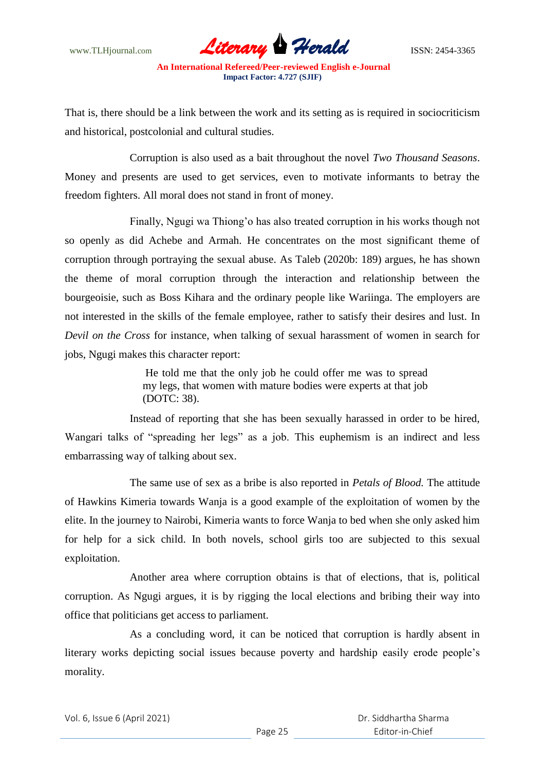That is, there should be a link between the work and its setting as is required in sociocriticism and historical, postcolonial and cultural studies.

Corruption is also used as a bait throughout the novel *Two Thousand Seasons*. Money and presents are used to get services, even to motivate informants to betray the freedom fighters. All moral does not stand in front of money.

Finally, Ngugi wa Thiong'o has also treated corruption in his works though not so openly as did Achebe and Armah. He concentrates on the most significant theme of corruption through portraying the sexual abuse. As Taleb (2020b: 189) argues, he has shown the theme of moral corruption through the interaction and relationship between the bourgeoisie, such as Boss Kihara and the ordinary people like Wariinga. The employers are not interested in the skills of the female employee, rather to satisfy their desires and lust. In *Devil on the Cross* for instance, when talking of sexual harassment of women in search for jobs, Ngugi makes this character report:

> He told me that the only job he could offer me was to spread my legs, that women with mature bodies were experts at that job (DOTC: 38).

Instead of reporting that she has been sexually harassed in order to be hired, Wangari talks of "spreading her legs" as a job. This euphemism is an indirect and less embarrassing way of talking about sex.

The same use of sex as a bribe is also reported in *Petals of Blood.* The attitude of Hawkins Kimeria towards Wanja is a good example of the exploitation of women by the elite. In the journey to Nairobi, Kimeria wants to force Wanja to bed when she only asked him for help for a sick child. In both novels, school girls too are subjected to this sexual exploitation.

Another area where corruption obtains is that of elections, that is, political corruption. As Ngugi argues, it is by rigging the local elections and bribing their way into office that politicians get access to parliament.

As a concluding word, it can be noticed that corruption is hardly absent in literary works depicting social issues because poverty and hardship easily erode people's morality.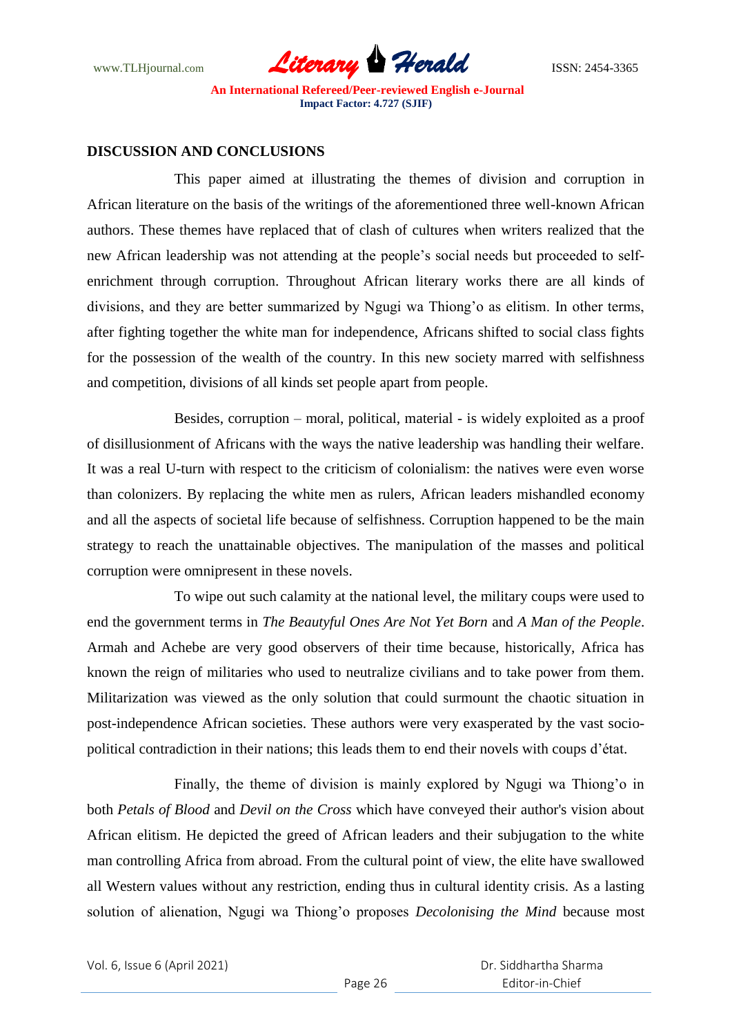**DISCUSSION AND CONCLUSIONS**

This paper aimed at illustrating the themes of division and corruption in African literature on the basis of the writings of the aforementioned three well-known African authors. These themes have replaced that of clash of cultures when writers realized that the new African leadership was not attending at the people's social needs but proceeded to self-enrichment through corruption. Throughout African literary works there are all kinds of divisions, and they are better summarized by Ngugi wa Thiong'o as elitism. In other terms, after fighting together the white man for independence, Africans shifted to social class fights for the possession of the wealth of the country. In this new society marred with selfishness and competition, divisions of all kinds set people apart from people.

Besides, corruption – moral, political, material - is widely exploited as a proof of disillusionment of Africans with the ways the native leadership was handling their welfare. It was a real U-turn with respect to the criticism of colonialism: the natives were even worse than colonizers. By replacing the white men as rulers, African leaders mishandled economy and all the aspects of societal life because of selfishness. Corruption happened to be the main strategy to reach the unattainable objectives. The manipulation of the masses and political corruption were omnipresent in these novels.

To wipe out such calamity at the national level, the military coups were used to end the government terms in *The Beautyful Ones Are Not Yet Born* and *A Man of the People*. Armah and Achebe are very good observers of their time because, historically, Africa has known the reign of militaries who used to neutralize civilians and to take power from them. Militarization was viewed as the only solution that could surmount the chaotic situation in post-independence African societies. These authors were very exasperated by the vast socio-political contradiction in their nations; this leads them to end their novels with coups d'état.

Finally, the theme of division is mainly explored by Ngugi wa Thiong'o in both *Petals of Blood* and *Devil on the Cross* which have conveyed their author's vision about African elitism. He depicted the greed of African leaders and their subjugation to the white man controlling Africa from abroad. From the cultural point of view, the elite have swallowed all Western values without any restriction, ending thus in cultural identity crisis. As a lasting solution of alienation, Ngugi wa Thiong'o proposes *Decolonising the Mind* because most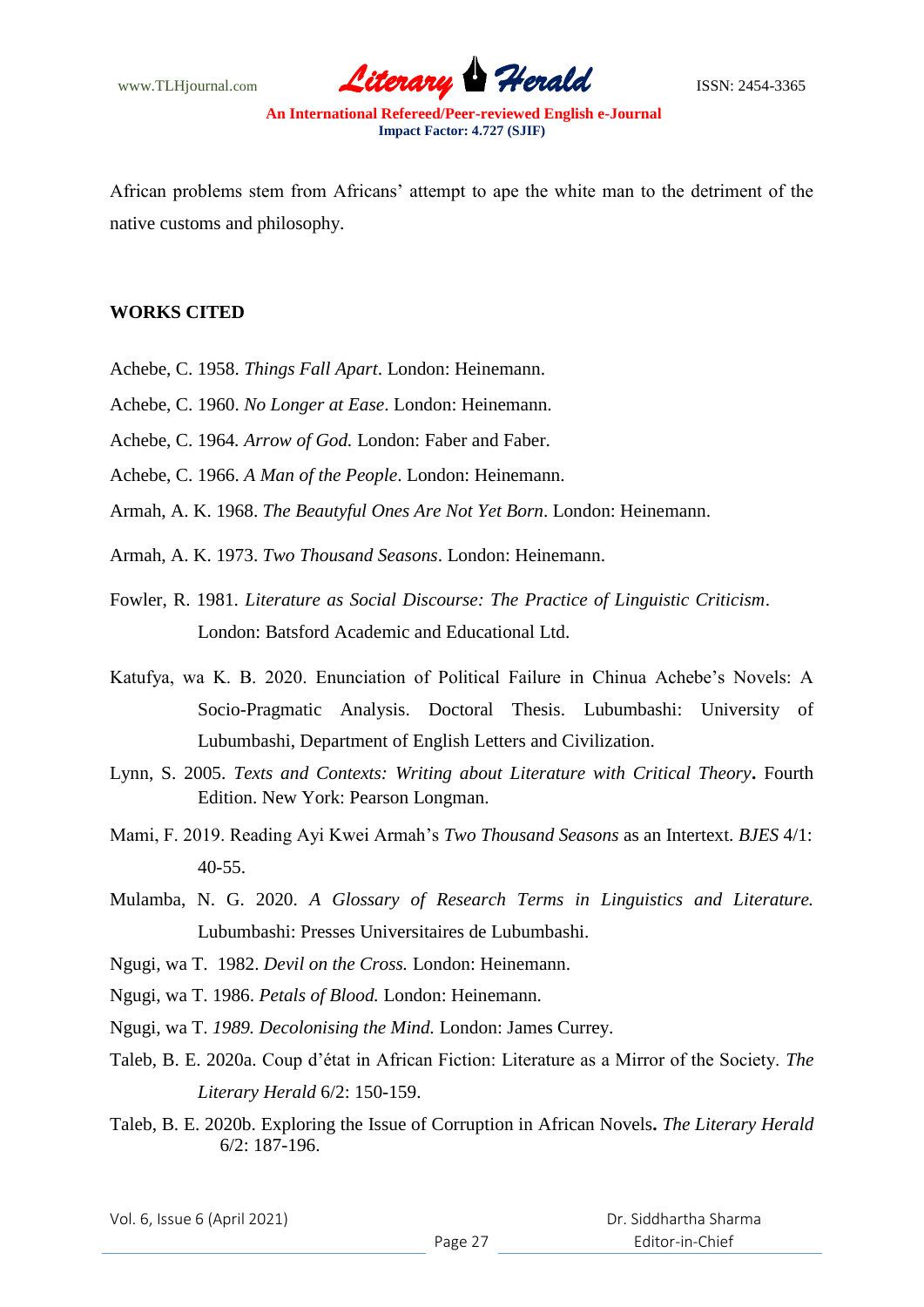African problems stem from Africans' attempt to ape the white man to the detriment of the native customs and philosophy.

## WORKS CITED

Achebe, C. 1958. *Things Fall Apart*. London: Heinemann.

Achebe, C. 1960. *No Longer at Ease*. London: Heinemann.

Achebe, C. 1964. *Arrow of God.* London: Faber and Faber.

Achebe, C. 1966. *A Man of the People*. London: Heinemann.

Armah, A. K. 1968. *The Beautyful Ones Are Not Yet Born*. London: Heinemann.

Armah, A. K. 1973. *Two Thousand Seasons*. London: Heinemann.

Fowler, R. 1981. *Literature as Social Discourse: The Practice of Linguistic Criticism*. London: Batsford Academic and Educational Ltd.

Katufya, wa K. B. 2020. Enunciation of Political Failure in Chinua Achebe's Novels: A Socio-Pragmatic Analysis. Doctoral Thesis. Lubumbashi: University of Lubumbashi, Department of English Letters and Civilization.

Lynn, S. 2005. *Texts and Contexts: Writing about Literature with Critical Theory***.** Fourth Edition. New York: Pearson Longman.

Mami, F. 2019. Reading Ayi Kwei Armah's *Two Thousand Seasons* as an Intertext. *BJES* 4/1: 40-55.

Mulamba, N. G. 2020. *A Glossary of Research Terms in Linguistics and Literature.* Lubumbashi: Presses Universitaires de Lubumbashi.

Ngugi, wa T. 1982. *Devil on the Cross.* London: Heinemann.

Ngugi, wa T. 1986. *Petals of Blood.* London: Heinemann.

Ngugi, wa T. *1989. Decolonising the Mind.* London: James Currey.

Taleb, B. E. 2020a. Coup d'état in African Fiction: Literature as a Mirror of the Society. *The Literary Herald* 6/2: 150-159.

Taleb, B. E. 2020b. Exploring the Issue of Corruption in African Novels**.** *The Literary Herald* 6/2: 187-196.